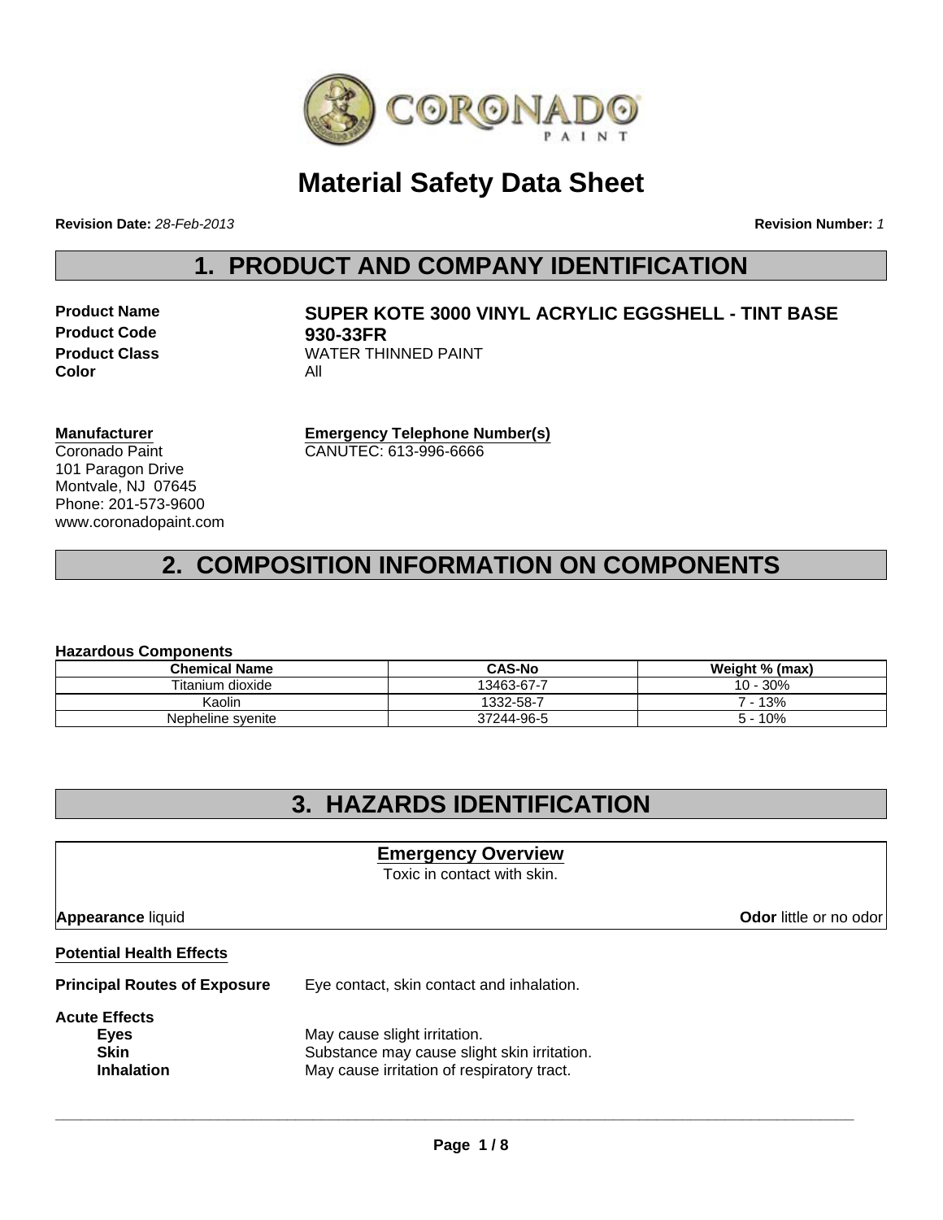# Material Safety Data Sheet

**Revision Date:** *28-Feb-2013* **Revision Number:** *1*

## 1. PRODUCT AND COMPANY IDENTIFICATION

**Product Name** **SUPER KOTE 3000 VINYL ACRYLIC EGGSHELL - TINT BASE**
**Product Code** **930-33FR**
**Product Class** WATER THINNED PAINT
**Color** All

**Manufacturer**
Coronado Paint
101 Paragon Drive
Montvale, NJ 07645
Phone: 201-573-9600
www.coronadopaint.com

**Emergency Telephone Number(s)**
CANUTEC: 613-996-6666

## 2. COMPOSITION INFORMATION ON COMPONENTS

**Hazardous Components**

| Chemical Name | CAS-No | Weight % (max) |
|---|---|---|
| Titanium dioxide | 13463-67-7 | 10 - 30% |
| Kaolin | 1332-58-7 | 7 - 13% |
| Nepheline syenite | 37244-96-5 | 5 - 10% |

## 3. HAZARDS IDENTIFICATION

**Emergency Overview**

Toxic in contact with skin.

**Appearance** liquid **Odor** little or no odor

**Potential Health Effects**

**Principal Routes of Exposure** Eye contact, skin contact and inhalation.

**Acute Effects**

- **Eyes** May cause slight irritation.
- **Skin** Substance may cause slight skin irritation.
- **Inhalation** May cause irritation of respiratory tract.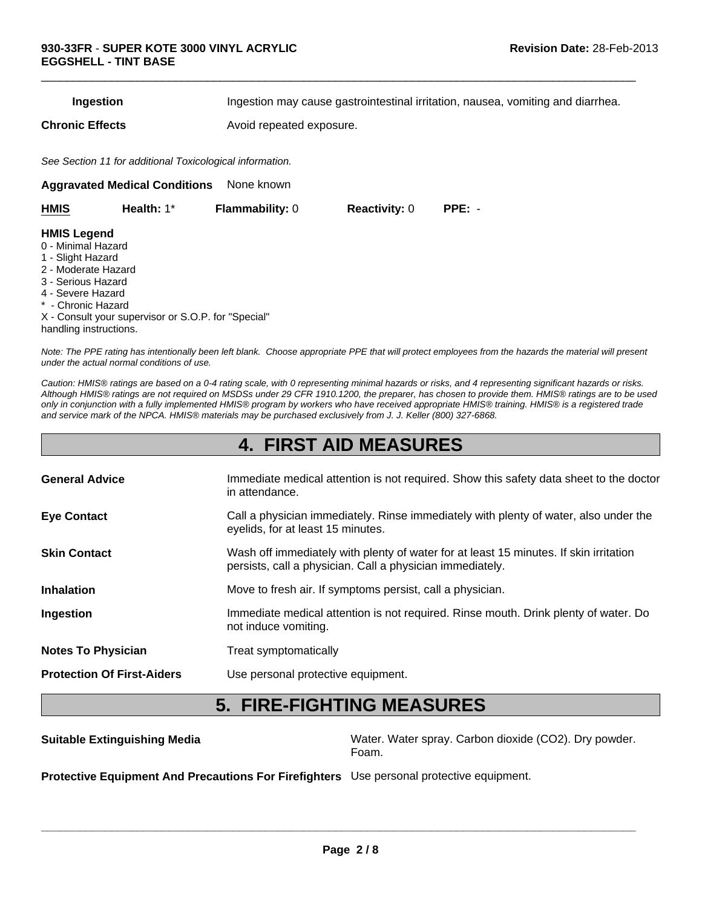| | |
|---|---|
| **Ingestion** | Ingestion may cause gastrointestinal irritation, nausea, vomiting and diarrhea. |
| **Chronic Effects** | Avoid repeated exposure. |

*See Section 11 for additional Toxicological information.*

**Aggravated Medical Conditions** None known

| **HMIS** | **Health:** 1* | **Flammability:** 0 | **Reactivity:** 0 | **PPE:** - |
|---|---|---|---|---|

**HMIS Legend**
0 - Minimal Hazard
1 - Slight Hazard
2 - Moderate Hazard
3 - Serious Hazard
4 - Severe Hazard
* - Chronic Hazard
X - Consult your supervisor or S.O.P. for "Special" handling instructions.

*Note: The PPE rating has intentionally been left blank. Choose appropriate PPE that will protect employees from the hazards the material will present under the actual normal conditions of use.*

*Caution: HMIS® ratings are based on a 0-4 rating scale, with 0 representing minimal hazards or risks, and 4 representing significant hazards or risks. Although HMIS® ratings are not required on MSDSs under 29 CFR 1910.1200, the preparer, has chosen to provide them. HMIS® ratings are to be used only in conjunction with a fully implemented HMIS® program by workers who have received appropriate HMIS® training. HMIS® is a registered trade and service mark of the NPCA. HMIS® materials may be purchased exclusively from J. J. Keller (800) 327-6868.*

# 4. FIRST AID MEASURES

| | |
|---|---|
| **General Advice** | Immediate medical attention is not required. Show this safety data sheet to the doctor in attendance. |
| **Eye Contact** | Call a physician immediately. Rinse immediately with plenty of water, also under the eyelids, for at least 15 minutes. |
| **Skin Contact** | Wash off immediately with plenty of water for at least 15 minutes. If skin irritation persists, call a physician. Call a physician immediately. |
| **Inhalation** | Move to fresh air. If symptoms persist, call a physician. |
| **Ingestion** | Immediate medical attention is not required. Rinse mouth. Drink plenty of water. Do not induce vomiting. |
| **Notes To Physician** | Treat symptomatically |
| **Protection Of First-Aiders** | Use personal protective equipment. |

# 5. FIRE-FIGHTING MEASURES

| | |
|---|---|
| **Suitable Extinguishing Media** | Water. Water spray. Carbon dioxide ($CO_2$). Dry powder. Foam. |
| **Protective Equipment And Precautions For Firefighters** | Use personal protective equipment. |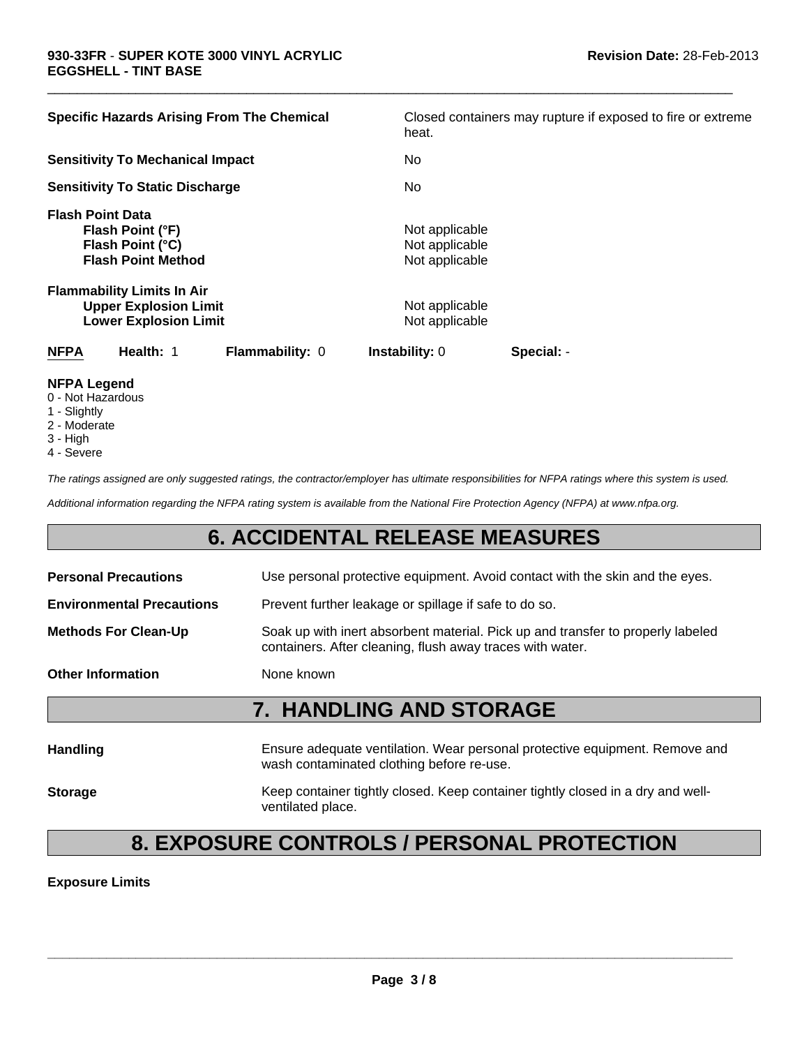**Specific Hazards Arising From The Chemical** Closed containers may rupture if exposed to fire or extreme heat.

**Sensitivity To Mechanical Impact** No

**Sensitivity To Static Discharge** No

**Flash Point Data**

| | |
|---|---|
| **Flash Point (°F)** | Not applicable |
| **Flash Point (°C)** | Not applicable |
| **Flash Point Method** | Not applicable |

**Flammability Limits In Air**

| | |
|---|---|
| **Upper Explosion Limit** | Not applicable |
| **Lower Explosion Limit** | Not applicable |

| **NFPA** | **Health:** 1 | **Flammability:** 0 | **Instability:** 0 | **Special:** - |
|---|---|---|---|---|

**NFPA Legend**
0 - Not Hazardous
1 - Slightly
2 - Moderate
3 - High
4 - Severe

*The ratings assigned are only suggested ratings, the contractor/employer has ultimate responsibilities for NFPA ratings where this system is used.*

*Additional information regarding the NFPA rating system is available from the National Fire Protection Agency (NFPA) at www.nfpa.org.*

# 6. ACCIDENTAL RELEASE MEASURES

| | |
|---|---|
| **Personal Precautions** | Use personal protective equipment. Avoid contact with the skin and the eyes. |
| **Environmental Precautions** | Prevent further leakage or spillage if safe to do so. |
| **Methods For Clean-Up** | Soak up with inert absorbent material. Pick up and transfer to properly labeled containers. After cleaning, flush away traces with water. |
| **Other Information** | None known |

# 7. HANDLING AND STORAGE

| | |
|---|---|
| **Handling** | Ensure adequate ventilation. Wear personal protective equipment. Remove and wash contaminated clothing before re-use. |
| **Storage** | Keep container tightly closed. Keep container tightly closed in a dry and well-ventilated place. |

# 8. EXPOSURE CONTROLS / PERSONAL PROTECTION

**Exposure Limits**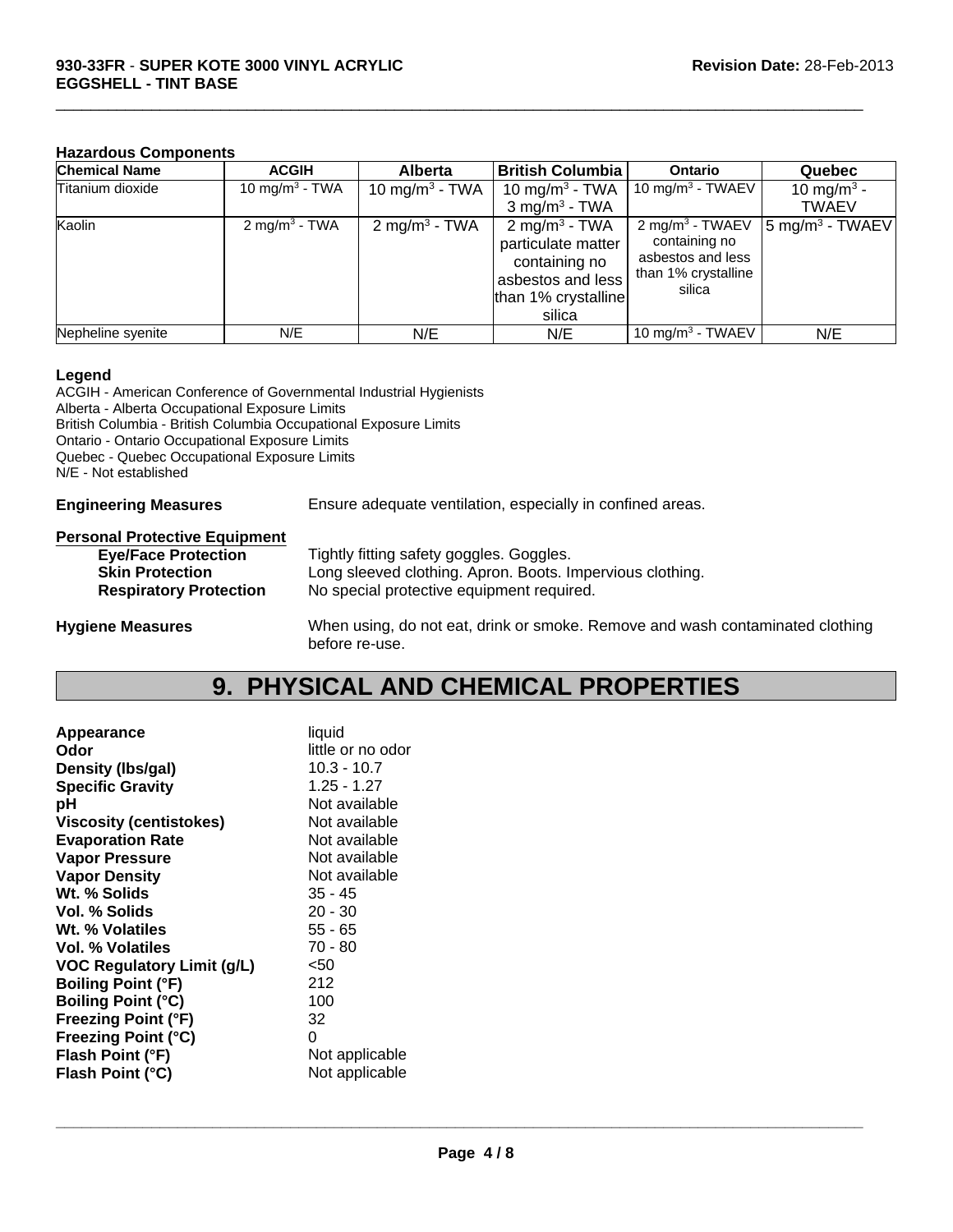**Hazardous Components**

| Chemical Name | ACGIH | Alberta | British Columbia | Ontario | Quebec |
|---|---|---|---|---|---|
| Titanium dioxide | 10 mg/m$^3$ - TWA | 10 mg/m$^3$ - TWA | 10 mg/m$^3$ - TWA 3 mg/m$^3$ - TWA | 10 mg/m$^3$ - TWAEV | 10 mg/m$^3$ - TWAEV |
| Kaolin | 2 mg/m$^3$ - TWA | 2 mg/m$^3$ - TWA | 2 mg/m$^3$ - TWA particulate matter containing no asbestos and less than 1% crystalline silica | 2 mg/m$^3$ - TWAEV containing no asbestos and less than 1% crystalline silica | 5 mg/m$^3$ - TWAEV |
| Nepheline syenite | N/E | N/E | N/E | 10 mg/m$^3$ - TWAEV | N/E |

**Legend**

ACGIH - American Conference of Governmental Industrial Hygienists
Alberta - Alberta Occupational Exposure Limits
British Columbia - British Columbia Occupational Exposure Limits
Ontario - Ontario Occupational Exposure Limits
Quebec - Quebec Occupational Exposure Limits
N/E - Not established

**Engineering Measures** Ensure adequate ventilation, especially in confined areas.

**Personal Protective Equipment**

**Eye/Face Protection** Tightly fitting safety goggles. Goggles.
**Skin Protection** Long sleeved clothing. Apron. Boots. Impervious clothing.
**Respiratory Protection** No special protective equipment required.

**Hygiene Measures** When using, do not eat, drink or smoke. Remove and wash contaminated clothing before re-use.

# 9. PHYSICAL AND CHEMICAL PROPERTIES

| | |
|---|---|
| **Appearance** | liquid |
| **Odor** | little or no odor |
| **Density (lbs/gal)** | 10.3 - 10.7 |
| **Specific Gravity** | 1.25 - 1.27 |
| **pH** | Not available |
| **Viscosity (centistokes)** | Not available |
| **Evaporation Rate** | Not available |
| **Vapor Pressure** | Not available |
| **Vapor Density** | Not available |
| **Wt. % Solids** | 35 - 45 |
| **Vol. % Solids** | 20 - 30 |
| **Wt. % Volatiles** | 55 - 65 |
| **Vol. % Volatiles** | 70 - 80 |
| **VOC Regulatory Limit (g/L)** | <50 |
| **Boiling Point (°F)** | 212 |
| **Boiling Point (°C)** | 100 |
| **Freezing Point (°F)** | 32 |
| **Freezing Point (°C)** | 0 |
| **Flash Point (°F)** | Not applicable |
| **Flash Point (°C)** | Not applicable |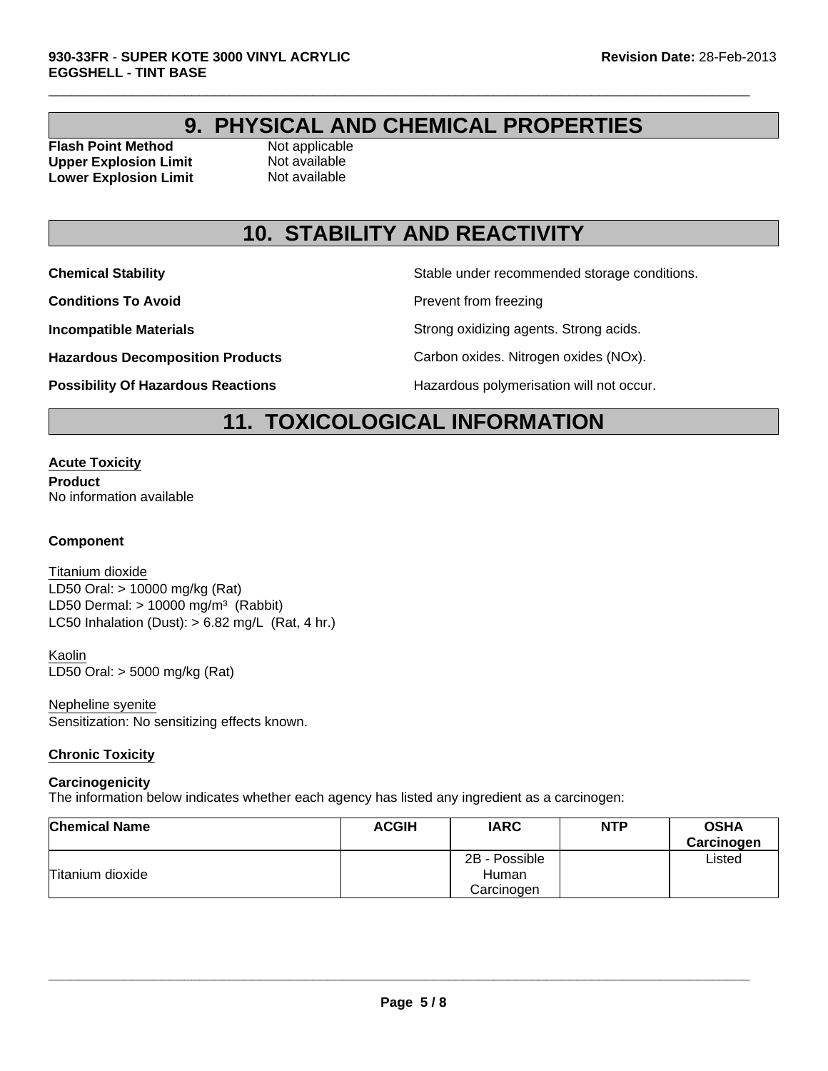## 9. PHYSICAL AND CHEMICAL PROPERTIES

**Flash Point Method** Not applicable
**Upper Explosion Limit** Not available
**Lower Explosion Limit** Not available

## 10. STABILITY AND REACTIVITY

**Chemical Stability** Stable under recommended storage conditions.

**Conditions To Avoid** Prevent from freezing

**Incompatible Materials** Strong oxidizing agents. Strong acids.

**Hazardous Decomposition Products** Carbon oxides. Nitrogen oxides (NOx).

**Possibility Of Hazardous Reactions** Hazardous polymerisation will not occur.

## 11. TOXICOLOGICAL INFORMATION

**Acute Toxicity**

**Product**
No information available

**Component**

Titanium dioxide
LD50 Oral: > 10000 mg/kg (Rat)
LD50 Dermal: > 10000 mg/m³ (Rabbit)
LC50 Inhalation (Dust): > 6.82 mg/L (Rat, 4 hr.)

Kaolin
LD50 Oral: > 5000 mg/kg (Rat)

Nepheline syenite
Sensitization: No sensitizing effects known.

**Chronic Toxicity**

**Carcinogenicity**
The information below indicates whether each agency has listed any ingredient as a carcinogen:

| Chemical Name | ACGIH | IARC | NTP | OSHA Carcinogen |
|---|---|---|---|---|
| Titanium dioxide | | 2B - Possible Human Carcinogen | | Listed |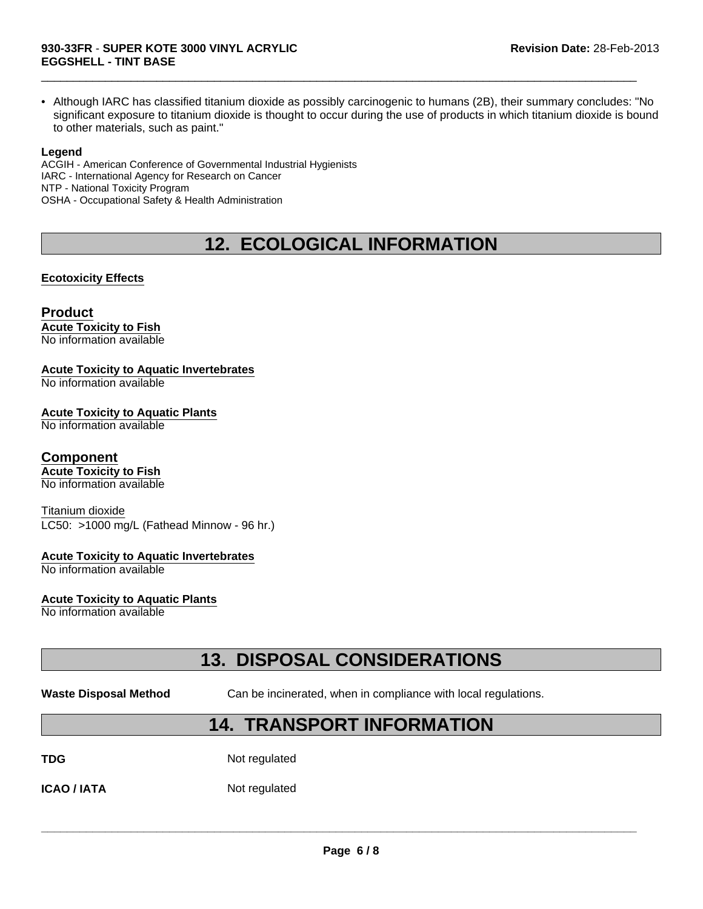- Although IARC has classified titanium dioxide as possibly carcinogenic to humans (2B), their summary concludes: "No significant exposure to titanium dioxide is thought to occur during the use of products in which titanium dioxide is bound to other materials, such as paint."

**Legend**

ACGIH - American Conference of Governmental Industrial Hygienists
IARC - International Agency for Research on Cancer
NTP - National Toxicity Program
OSHA - Occupational Safety & Health Administration

# 12. ECOLOGICAL INFORMATION

**Ecotoxicity Effects**

## Product

**Acute Toxicity to Fish**
No information available

**Acute Toxicity to Aquatic Invertebrates**
No information available

**Acute Toxicity to Aquatic Plants**
No information available

## Component

**Acute Toxicity to Fish**
No information available

Titanium dioxide
LC50: >1000 mg/L (Fathead Minnow - 96 hr.)

**Acute Toxicity to Aquatic Invertebrates**
No information available

**Acute Toxicity to Aquatic Plants**
No information available

# 13. DISPOSAL CONSIDERATIONS

**Waste Disposal Method** Can be incinerated, when in compliance with local regulations.

# 14. TRANSPORT INFORMATION

**TDG** Not regulated

**ICAO / IATA** Not regulated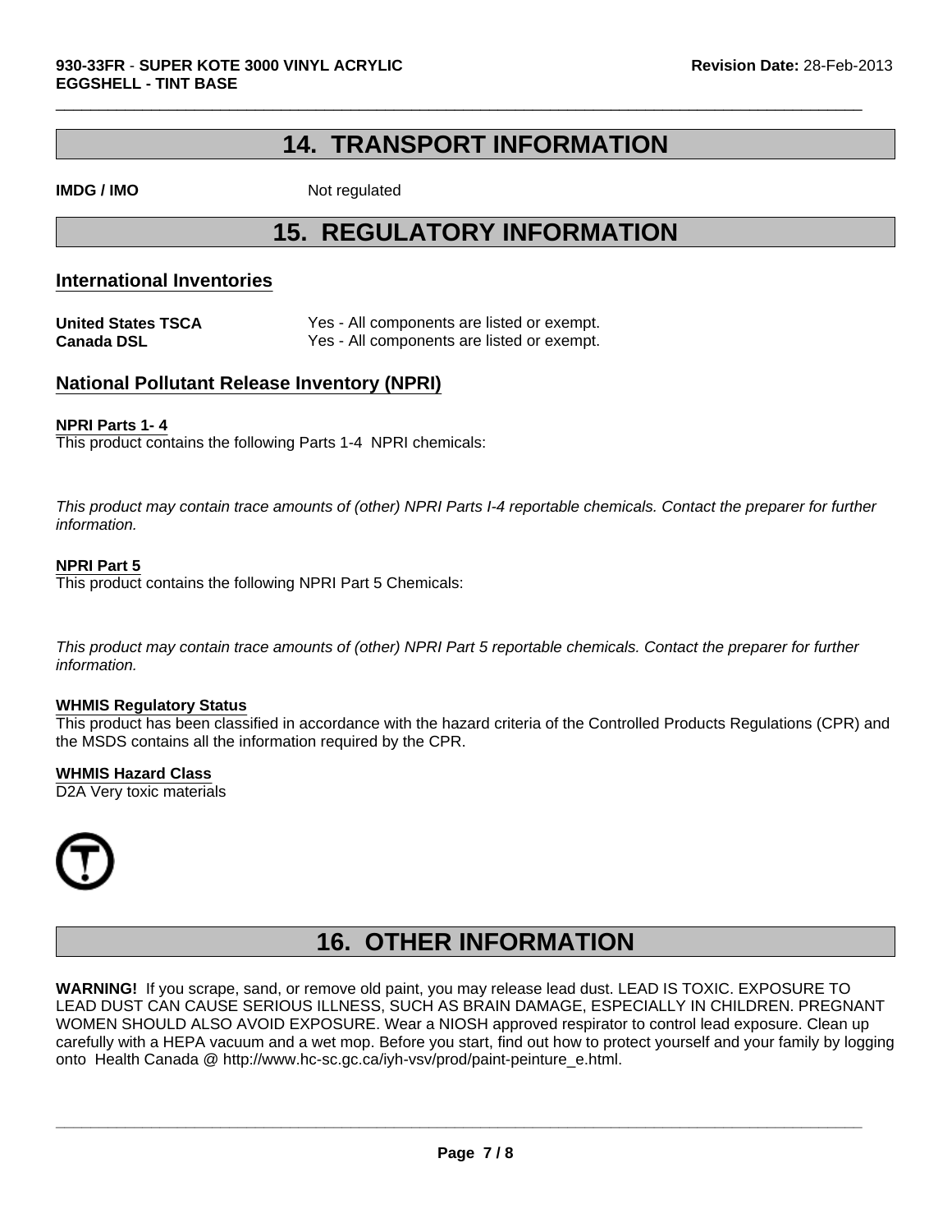## 14. TRANSPORT INFORMATION

**IMDG / IMO** Not regulated

## 15. REGULATORY INFORMATION

### International Inventories

| | |
|---|---|
| **United States TSCA** | Yes - All components are listed or exempt. |
| **Canada DSL** | Yes - All components are listed or exempt. |

### National Pollutant Release Inventory (NPRI)

**NPRI Parts 1- 4**

This product contains the following Parts 1-4 NPRI chemicals:

*This product may contain trace amounts of (other) NPRI Parts I-4 reportable chemicals. Contact the preparer for further information.*

**NPRI Part 5**

This product contains the following NPRI Part 5 Chemicals:

*This product may contain trace amounts of (other) NPRI Part 5 reportable chemicals. Contact the preparer for further information.*

**WHMIS Regulatory Status**

This product has been classified in accordance with the hazard criteria of the Controlled Products Regulations (CPR) and the MSDS contains all the information required by the CPR.

**WHMIS Hazard Class**

D2A Very toxic materials

## 16. OTHER INFORMATION

**WARNING!** If you scrape, sand, or remove old paint, you may release lead dust. LEAD IS TOXIC. EXPOSURE TO LEAD DUST CAN CAUSE SERIOUS ILLNESS, SUCH AS BRAIN DAMAGE, ESPECIALLY IN CHILDREN. PREGNANT WOMEN SHOULD ALSO AVOID EXPOSURE. Wear a NIOSH approved respirator to control lead exposure. Clean up carefully with a HEPA vacuum and a wet mop. Before you start, find out how to protect yourself and your family by logging onto Health Canada @ http://www.hc-sc.gc.ca/iyh-vsv/prod/paint-peinture_e.html.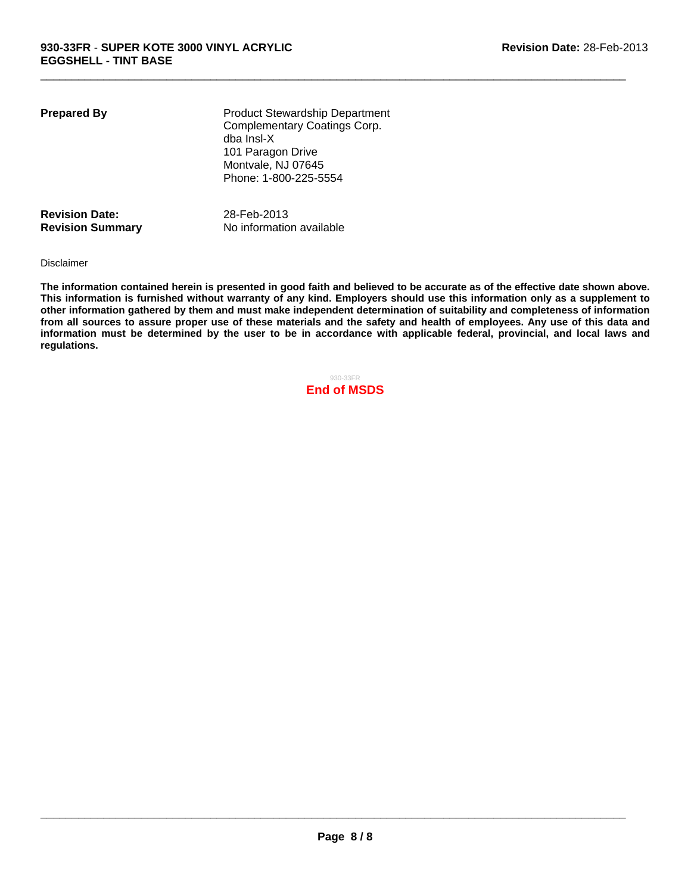| | |
|---|---|
| **Prepared By** | Product Stewardship Department<br>Complementary Coatings Corp.<br>dba Insl-X<br>101 Paragon Drive<br>Montvale, NJ 07645<br>Phone: 1-800-225-5554 |
| **Revision Date:** | 28-Feb-2013 |
| **Revision Summary** | No information available |

Disclaimer

**The information contained herein is presented in good faith and believed to be accurate as of the effective date shown above. This information is furnished without warranty of any kind. Employers should use this information only as a supplement to other information gathered by them and must make independent determination of suitability and completeness of information from all sources to assure proper use of these materials and the safety and health of employees. Any use of this data and information must be determined by the user to be in accordance with applicable federal, provincial, and local laws and regulations.**

930-33FR

**End of MSDS**